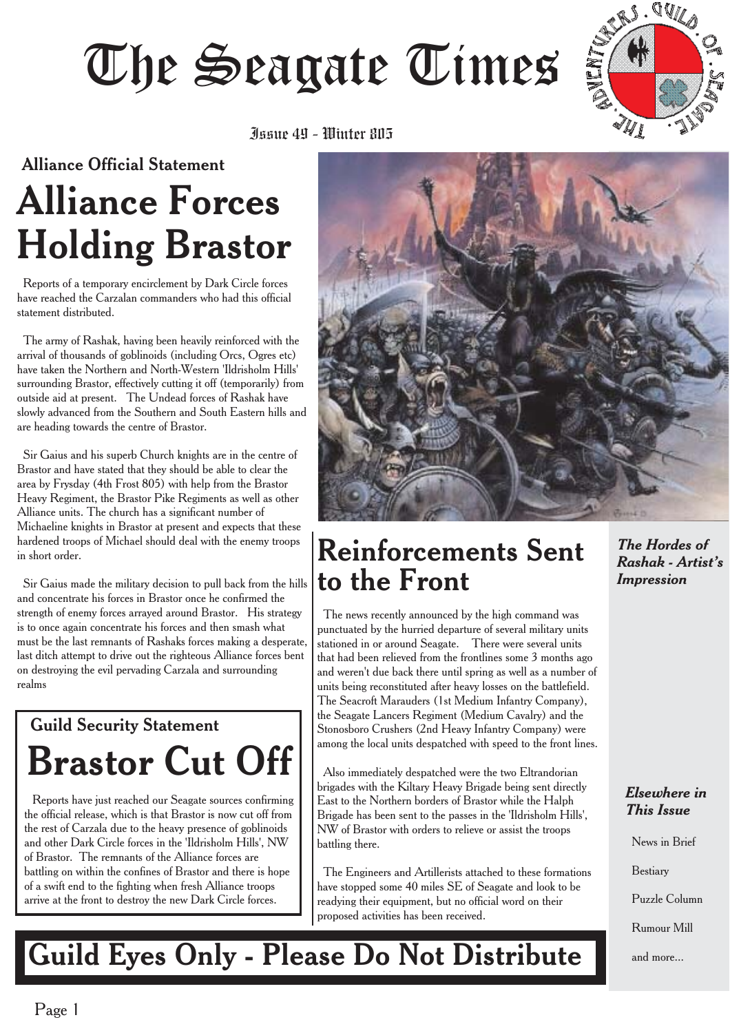# The Seagate Times

Issue 49 - Winter 805

## Alliance Official Statement

# Alliance Forces Holding Brastor

Reports of a temporary encirclement by Dark Circle forces have reached the Carzalan commanders who had this official statement distributed.

The army of Rashak, having been heavily reinforced with the arrival of thousands of goblinoids (including Orcs, Ogres etc) have taken the Northern and North-Western 'Ildrisholm Hills' surrounding Brastor, effectively cutting it off (temporarily) from outside aid at present. The Undead forces of Rashak have slowly advanced from the Southern and South Eastern hills and are heading towards the centre of Brastor.

Sir Gaius and his superb Church knights are in the centre of Brastor and have stated that they should be able to clear the area by Frysday (4th Frost 805) with help from the Brastor Heavy Regiment, the Brastor Pike Regiments as well as other Alliance units. The church has a significant number of Michaeline knights in Brastor at present and expects that these hardened troops of Michael should deal with the enemy troops in short order.

Sir Gaius made the military decision to pull back from the hills and concentrate his forces in Brastor once he confirmed the strength of enemy forces arrayed around Brastor. His strategy is to once again concentrate his forces and then smash what must be the last remnants of Rashaks forces making a desperate, last ditch attempt to drive out the righteous Alliance forces bent on destroying the evil pervading Carzala and surrounding realms

## Guild Security Statement

# Brastor Cut Off

Reports have just reached our Seagate sources confirming the official release, which is that Brastor is now cut off from the rest of Carzala due to the heavy presence of goblinoids and other Dark Circle forces in the 'Ildrisholm Hills', NW of Brastor. The remnants of the Alliance forces are battling on within the confines of Brastor and there is hope of a swift end to the fighting when fresh Alliance troops arrive at the front to destroy the new Dark Circle forces.

*The Hordes of Rashak - Artist's Impression*

# Reinforcements Sent to the Front

The news recently announced by the high command was punctuated by the hurried departure of several military units stationed in or around Seagate. There were several units that had been relieved from the frontlines some 3 months ago and weren't due back there until spring as well as a number of units being reconstituted after heavy losses on the battlefield. The Seacroft Marauders (1st Medium Infantry Company), the Seagate Lancers Regiment (Medium Cavalry) and the Stonosboro Crushers (2nd Heavy Infantry Company) were among the local units despatched with speed to the front lines.

Also immediately despatched were the two Eltrandorian brigades with the Kiltary Heavy Brigade being sent directly East to the Northern borders of Brastor while the Halph Brigade has been sent to the passes in the 'Ildrisholm Hills', NW of Brastor with orders to relieve or assist the troops battling there.

The Engineers and Artillerists attached to these formations have stopped some 40 miles SE of Seagate and look to be readying their equipment, but no official word on their proposed activities has been received.

## Guild Eyes Only - Please Do Not Distribute

### *Elsewhere in This Issue*

- News in Brief
- Bestiary
- Puzzle Column
- Rumour Mill
- and more...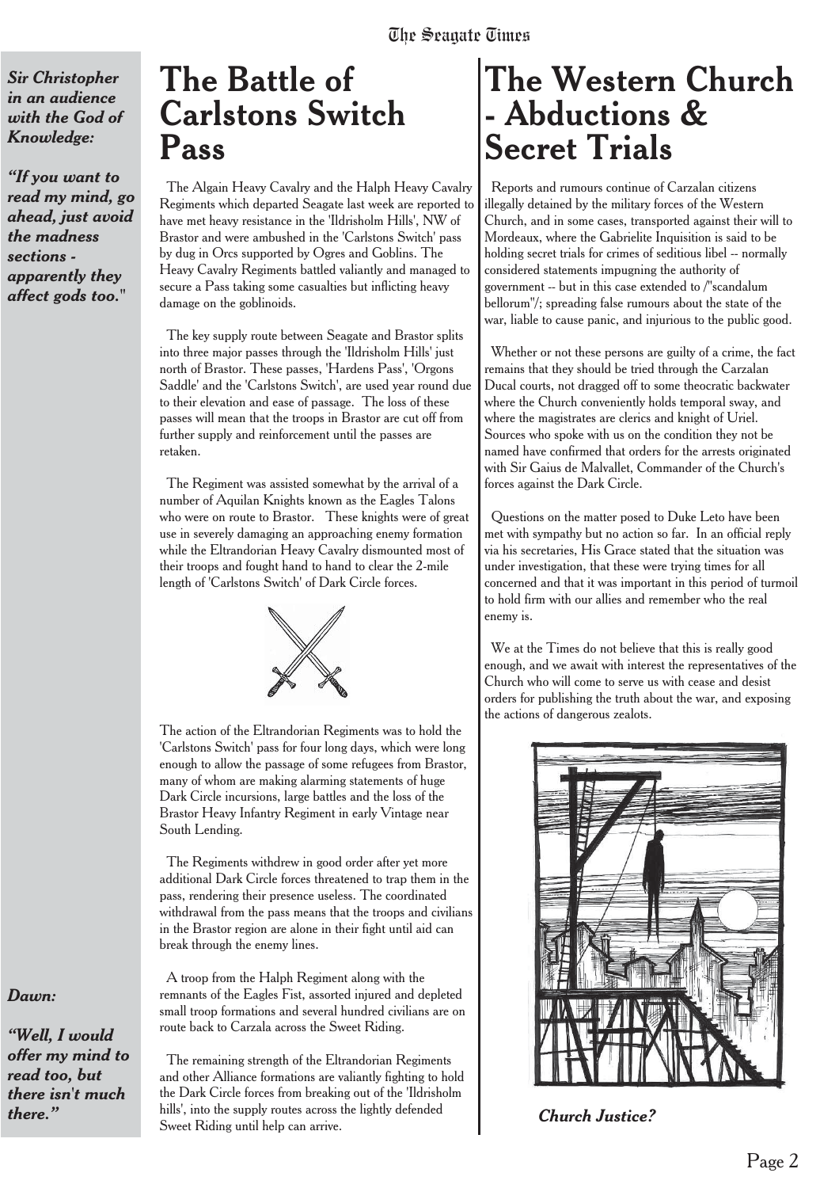***Sir Christopher in an audience with the God of Knowledge:***

***"If you want to read my mind, go ahead, just avoid the madness sections - apparently they affect gods too."***

# The Battle of Carlstons Switch Pass

The Algain Heavy Cavalry and the Halph Heavy Cavalry Regiments which departed Seagate last week are reported to have met heavy resistance in the 'Ildrisholm Hills', NW of Brastor and were ambushed in the 'Carlstons Switch' pass by dug in Orcs supported by Ogres and Goblins. The Heavy Cavalry Regiments battled valiantly and managed to secure a Pass taking some casualties but inflicting heavy damage on the goblinoids.

The key supply route between Seagate and Brastor splits into three major passes through the 'Ildrisholm Hills' just north of Brastor. These passes, 'Hardens Pass', 'Orgons Saddle' and the 'Carlstons Switch', are used year round due to their elevation and ease of passage. The loss of these passes will mean that the troops in Brastor are cut off from further supply and reinforcement until the passes are retaken.

The Regiment was assisted somewhat by the arrival of a number of Aquilan Knights known as the Eagles Talons who were on route to Brastor. These knights were of great use in severely damaging an approaching enemy formation while the Eltrandorian Heavy Cavalry dismounted most of their troops and fought hand to hand to clear the 2-mile length of 'Carlstons Switch' of Dark Circle forces.

The action of the Eltrandorian Regiments was to hold the 'Carlstons Switch' pass for four long days, which were long enough to allow the passage of some refugees from Brastor, many of whom are making alarming statements of huge Dark Circle incursions, large battles and the loss of the Brastor Heavy Infantry Regiment in early Vintage near South Lending.

The Regiments withdrew in good order after yet more additional Dark Circle forces threatened to trap them in the pass, rendering their presence useless. The coordinated withdrawal from the pass means that the troops and civilians in the Brastor region are alone in their fight until aid can break through the enemy lines.

A troop from the Halph Regiment along with the remnants of the Eagles Fist, assorted injured and depleted small troop formations and several hundred civilians are on route back to Carzala across the Sweet Riding.

The remaining strength of the Eltrandorian Regiments and other Alliance formations are valiantly fighting to hold the Dark Circle forces from breaking out of the 'Ildrisholm hills', into the supply routes across the lightly defended Sweet Riding until help can arrive.

***Dawn:***

***"Well, I would offer my mind to read too, but there isn't much there."***

# The Western Church - Abductions & Secret Trials

Reports and rumours continue of Carzalan citizens illegally detained by the military forces of the Western Church, and in some cases, transported against their will to Mordeaux, where the Gabrielite Inquisition is said to be holding secret trials for crimes of seditious libel -- normally considered statements impugning the authority of government -- but in this case extended to /"scandalum bellorum"/; spreading false rumours about the state of the war, liable to cause panic, and injurious to the public good.

Whether or not these persons are guilty of a crime, the fact remains that they should be tried through the Carzalan Ducal courts, not dragged off to some theocratic backwater where the Church conveniently holds temporal sway, and where the magistrates are clerics and knight of Uriel. Sources who spoke with us on the condition they not be named have confirmed that orders for the arrests originated with Sir Gaius de Malvallet, Commander of the Church's forces against the Dark Circle.

Questions on the matter posed to Duke Leto have been met with sympathy but no action so far. In an official reply via his secretaries, His Grace stated that the situation was under investigation, that these were trying times for all concerned and that it was important in this period of turmoil to hold firm with our allies and remember who the real enemy is.

We at the Times do not believe that this is really good enough, and we await with interest the representatives of the Church who will come to serve us with cease and desist orders for publishing the truth about the war, and exposing the actions of dangerous zealots.

***Church Justice?***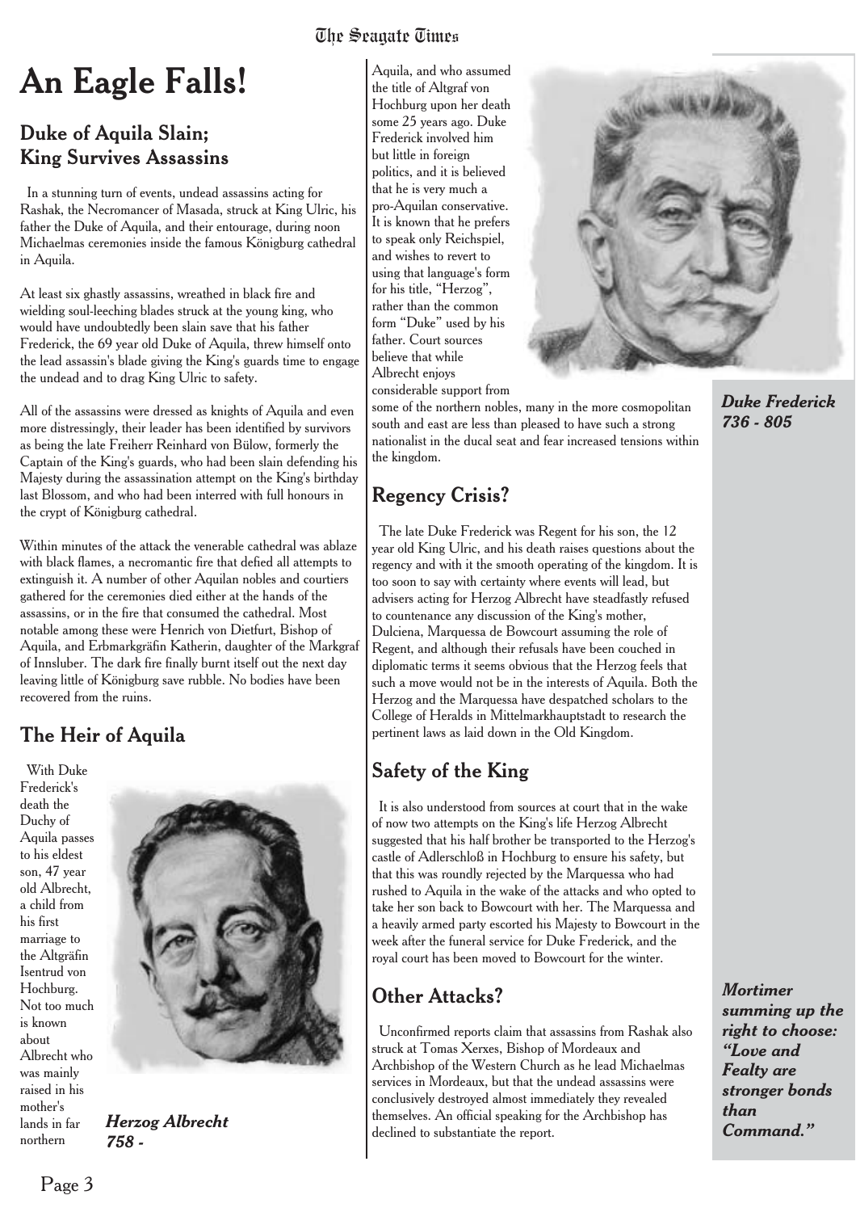# An Eagle Falls!

## Duke of Aquila Slain; King Survives Assassins

In a stunning turn of events, undead assassins acting for Rashak, the Necromancer of Masada, struck at King Ulric, his father the Duke of Aquila, and their entourage, during noon Michaelmas ceremonies inside the famous Königburg cathedral in Aquila.

At least six ghastly assassins, wreathed in black fire and wielding soul-leeching blades struck at the young king, who would have undoubtedly been slain save that his father Frederick, the 69 year old Duke of Aquila, threw himself onto the lead assassin's blade giving the King's guards time to engage the undead and to drag King Ulric to safety.

All of the assassins were dressed as knights of Aquila and even more distressingly, their leader has been identified by survivors as being the late Freiherr Reinhard von Bülow, formerly the Captain of the King's guards, who had been slain defending his Majesty during the assassination attempt on the King's birthday last Blossom, and who had been interred with full honours in the crypt of Königburg cathedral.

Within minutes of the attack the venerable cathedral was ablaze with black flames, a necromantic fire that defied all attempts to extinguish it. A number of other Aquilan nobles and courtiers gathered for the ceremonies died either at the hands of the assassins, or in the fire that consumed the cathedral. Most notable among these were Henrich von Dietfurt, Bishop of Aquila, and Erbmarkgräfin Katherin, daughter of the Markgraf of Innsluber. The dark fire finally burnt itself out the next day leaving little of Königburg save rubble. No bodies have been recovered from the ruins.

## The Heir of Aquila

With Duke Frederick's death the Duchy of Aquila passes to his eldest son, 47 year old Albrecht, a child from his first marriage to the Altgräfin Isentrud von Hochburg. Not too much is known about Albrecht who was mainly raised in his mother's lands in far northern Aquila, and who assumed the title of Altgraf von Hochburg upon her death some 25 years ago. Duke Frederick involved him but little in foreign politics, and it is believed that he is very much a pro-Aquilan conservative. It is known that he prefers to speak only Reichspiel, and wishes to revert to using that language's form for his title, "Herzog", rather than the common form "Duke" used by his father. Court sources believe that while Albrecht enjoys considerable support from some of the northern nobles, many in the more cosmopolitan south and east are less than pleased to have such a strong nationalist in the ducal seat and fear increased tensions within the kingdom.

***Herzog Albrecht 758 -***

***Duke Frederick 736 - 805***

## Regency Crisis?

The late Duke Frederick was Regent for his son, the 12 year old King Ulric, and his death raises questions about the regency and with it the smooth operating of the kingdom. It is too soon to say with certainty where events will lead, but advisers acting for Herzog Albrecht have steadfastly refused to countenance any discussion of the King's mother, Dulciena, Marquessa de Bowcourt assuming the role of Regent, and although their refusals have been couched in diplomatic terms it seems obvious that the Herzog feels that such a move would not be in the interests of Aquila. Both the Herzog and the Marquessa have despatched scholars to the College of Heralds in Mittelmarkhauptstadt to research the pertinent laws as laid down in the Old Kingdom.

## Safety of the King

It is also understood from sources at court that in the wake of now two attempts on the King's life Herzog Albrecht suggested that his half brother be transported to the Herzog's castle of Adlerschloß in Hochburg to ensure his safety, but that this was roundly rejected by the Marquessa who had rushed to Aquila in the wake of the attacks and who opted to take her son back to Bowcourt with her. The Marquessa and a heavily armed party escorted his Majesty to Bowcourt in the week after the funeral service for Duke Frederick, and the royal court has been moved to Bowcourt for the winter.

## Other Attacks?

Unconfirmed reports claim that assassins from Rashak also struck at Tomas Xerxes, Bishop of Mordeaux and Archbishop of the Western Church as he lead Michaelmas services in Mordeaux, but that the undead assassins were conclusively destroyed almost immediately they revealed themselves. An official speaking for the Archbishop has declined to substantiate the report.

***Mortimer summing up the right to choose: "Love and Fealty are stronger bonds than Command."***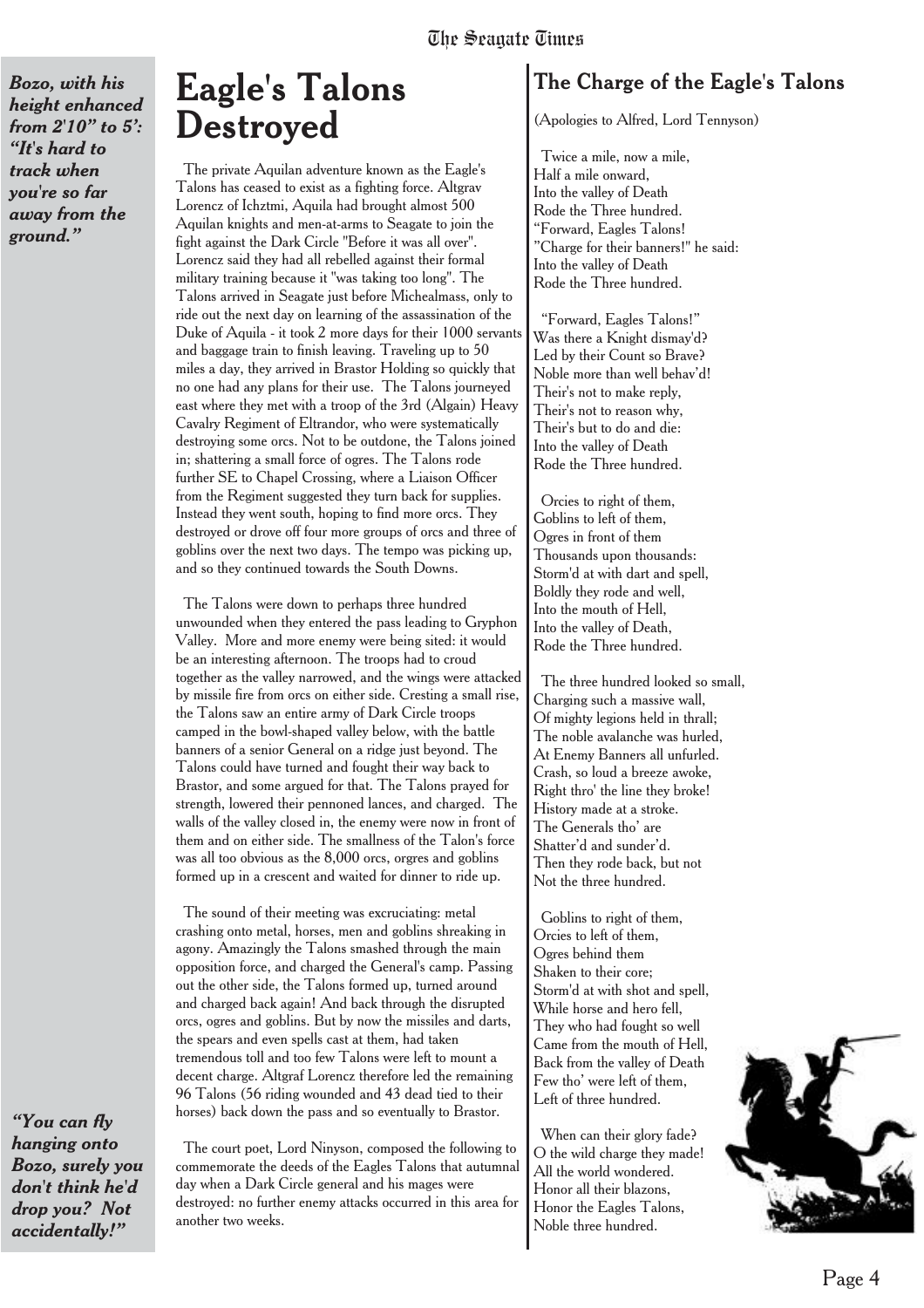*Bozo, with his height enhanced from 2'10" to 5': "It's hard to track when you're so far away from the ground."*

# Eagle's Talons Destroyed

The private Aquilan adventure known as the Eagle's Talons has ceased to exist as a fighting force. Altgrav Lorencz of Ichztmi, Aquila had brought almost 500 Aquilan knights and men-at-arms to Seagate to join the fight against the Dark Circle "Before it was all over". Lorencz said they had all rebelled against their formal military training because it "was taking too long". The Talons arrived in Seagate just before Michealmass, only to ride out the next day on learning of the assassination of the Duke of Aquila - it took 2 more days for their 1000 servants and baggage train to finish leaving. Traveling up to 50 miles a day, they arrived in Brastor Holding so quickly that no one had any plans for their use. The Talons journeyed east where they met with a troop of the 3rd (Algain) Heavy Cavalry Regiment of Eltrandor, who were systematically destroying some orcs. Not to be outdone, the Talons joined in; shattering a small force of ogres. The Talons rode further SE to Chapel Crossing, where a Liaison Officer from the Regiment suggested they turn back for supplies. Instead they went south, hoping to find more orcs. They destroyed or drove off four more groups of orcs and three of goblins over the next two days. The tempo was picking up, and so they continued towards the South Downs.

The Talons were down to perhaps three hundred unwounded when they entered the pass leading to Gryphon Valley. More and more enemy were being sited: it would be an interesting afternoon. The troops had to croud together as the valley narrowed, and the wings were attacked by missile fire from orcs on either side. Cresting a small rise, the Talons saw an entire army of Dark Circle troops camped in the bowl-shaped valley below, with the battle banners of a senior General on a ridge just beyond. The Talons could have turned and fought their way back to Brastor, and some argued for that. The Talons prayed for strength, lowered their pennoned lances, and charged. The walls of the valley closed in, the enemy were now in front of them and on either side. The smallness of the Talon's force was all too obvious as the 8,000 orcs, orgres and goblins formed up in a crescent and waited for dinner to ride up.

The sound of their meeting was excruciating: metal crashing onto metal, horses, men and goblins shreaking in agony. Amazingly the Talons smashed through the main opposition force, and charged the General's camp. Passing out the other side, the Talons formed up, turned around and charged back again! And back through the disrupted orcs, ogres and goblins. But by now the missiles and darts, the spears and even spells cast at them, had taken tremendous toll and too few Talons were left to mount a decent charge. Altgraf Lorencz therefore led the remaining 96 Talons (56 riding wounded and 43 dead tied to their horses) back down the pass and so eventually to Brastor.

The court poet, Lord Ninyson, composed the following to commemorate the deeds of the Eagles Talons that autumnal day when a Dark Circle general and his mages were destroyed: no further enemy attacks occurred in this area for another two weeks.

*"You can fly hanging onto Bozo, surely you don't think he'd drop you? Not accidentally!"*

## The Charge of the Eagle's Talons

(Apologies to Alfred, Lord Tennyson)

Twice a mile, now a mile,
Half a mile onward,
Into the valley of Death
Rode the Three hundred.
"Forward, Eagles Talons!
"Charge for their banners!" he said:
Into the valley of Death
Rode the Three hundred.

"Forward, Eagles Talons!"
Was there a Knight dismay'd?
Led by their Count so Brave?
Noble more than well behav'd!
Their's not to make reply,
Their's not to reason why,
Their's but to do and die:
Into the valley of Death
Rode the Three hundred.

Orcies to right of them,
Goblins to left of them,
Ogres in front of them
Thousands upon thousands:
Storm'd at with dart and spell,
Boldly they rode and well,
Into the mouth of Hell,
Into the valley of Death,
Rode the Three hundred.

The three hundred looked so small,
Charging such a massive wall,
Of mighty legions held in thrall;
The noble avalanche was hurled,
At Enemy Banners all unfurled.
Crash, so loud a breeze awoke,
Right thro' the line they broke!
History made at a stroke.
The Generals tho' are
Shatter'd and sunder'd.
Then they rode back, but not
Not the three hundred.

Goblins to right of them,
Orcies to left of them,
Ogres behind them
Shaken to their core;
Storm'd at with shot and spell,
While horse and hero fell,
They who had fought so well
Came from the mouth of Hell,
Back from the valley of Death
Few tho' were left of them,
Left of three hundred.

When can their glory fade?
O the wild charge they made!
All the world wondered.
Honor all their blazons,
Honor the Eagles Talons,
Noble three hundred.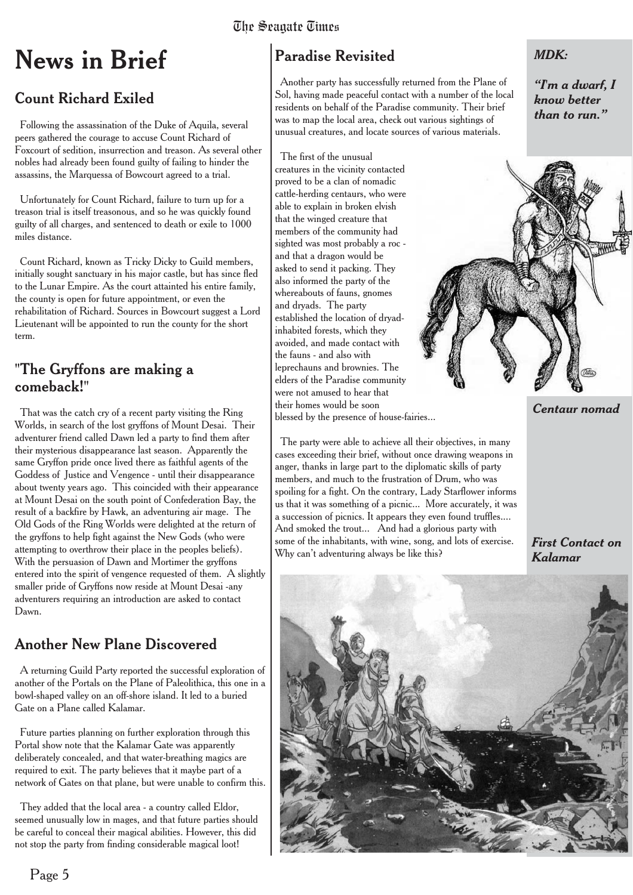# News in Brief

## Count Richard Exiled

Following the assassination of the Duke of Aquila, several peers gathered the courage to accuse Count Richard of Foxcourt of sedition, insurrection and treason. As several other nobles had already been found guilty of failing to hinder the assassins, the Marquessa of Bowcourt agreed to a trial.

Unfortunately for Count Richard, failure to turn up for a treason trial is itself treasonous, and so he was quickly found guilty of all charges, and sentenced to death or exile to 1000 miles distance.

Count Richard, known as Tricky Dicky to Guild members, initially sought sanctuary in his major castle, but has since fled to the Lunar Empire. As the court attainted his entire family, the county is open for future appointment, or even the rehabilitation of Richard. Sources in Bowcourt suggest a Lord Lieutenant will be appointed to run the county for the short term.

## "The Gryffons are making a comeback!"

That was the catch cry of a recent party visiting the Ring Worlds, in search of the lost gryffons of Mount Desai. Their adventurer friend called Dawn led a party to find them after their mysterious disappearance last season. Apparently the same Gryffon pride once lived there as faithful agents of the Goddess of Justice and Vengence - until their disappearance about twenty years ago. This coincided with their appearance at Mount Desai on the south point of Confederation Bay, the result of a backfire by Hawk, an adventuring air mage. The Old Gods of the Ring Worlds were delighted at the return of the gryffons to help fight against the New Gods (who were attempting to overthrow their place in the peoples beliefs). With the persuasion of Dawn and Mortimer the gryffons entered into the spirit of vengence requested of them. A slightly smaller pride of Gryffons now reside at Mount Desai -any adventurers requiring an introduction are asked to contact Dawn.

## Another New Plane Discovered

A returning Guild Party reported the successful exploration of another of the Portals on the Plane of Paleolithica, this one in a bowl-shaped valley on an off-shore island. It led to a buried Gate on a Plane called Kalamar.

Future parties planning on further exploration through this Portal show note that the Kalamar Gate was apparently deliberately concealed, and that water-breathing magics are required to exit. The party believes that it maybe part of a network of Gates on that plane, but were unable to confirm this.

They added that the local area - a country called Eldor, seemed unusually low in mages, and that future parties should be careful to conceal their magical abilities. However, this did not stop the party from finding considerable magical loot!

## Paradise Revisited

Another party has successfully returned from the Plane of Sol, having made peaceful contact with a number of the local residents on behalf of the Paradise community. Their brief was to map the local area, check out various sightings of unusual creatures, and locate sources of various materials.

The first of the unusual creatures in the vicinity contacted proved to be a clan of nomadic cattle-herding centaurs, who were able to explain in broken elvish that the winged creature that members of the community had sighted was most probably a roc - and that a dragon would be asked to send it packing. They also informed the party of the whereabouts of fauns, gnomes and dryads. The party established the location of dryad-inhabited forests, which they avoided, and made contact with the fauns - and also with leprechauns and brownies. The elders of the Paradise community were not amused to hear that their homes would be soon blessed by the presence of house-fairies...

The party were able to achieve all their objectives, in many cases exceeding their brief, without once drawing weapons in anger, thanks in large part to the diplomatic skills of party members, and much to the frustration of Drum, who was spoiling for a fight. On the contrary, Lady Starflower informs us that it was something of a picnic... More accurately, it was a succession of picnics. It appears they even found truffles.... And smoked the trout... And had a glorious party with some of the inhabitants, with wine, song, and lots of exercise. Why can't adventuring always be like this?

***MDK:***

***"I'm a dwarf, I know better than to run."***

*Centaur nomad*

*First Contact on Kalamar*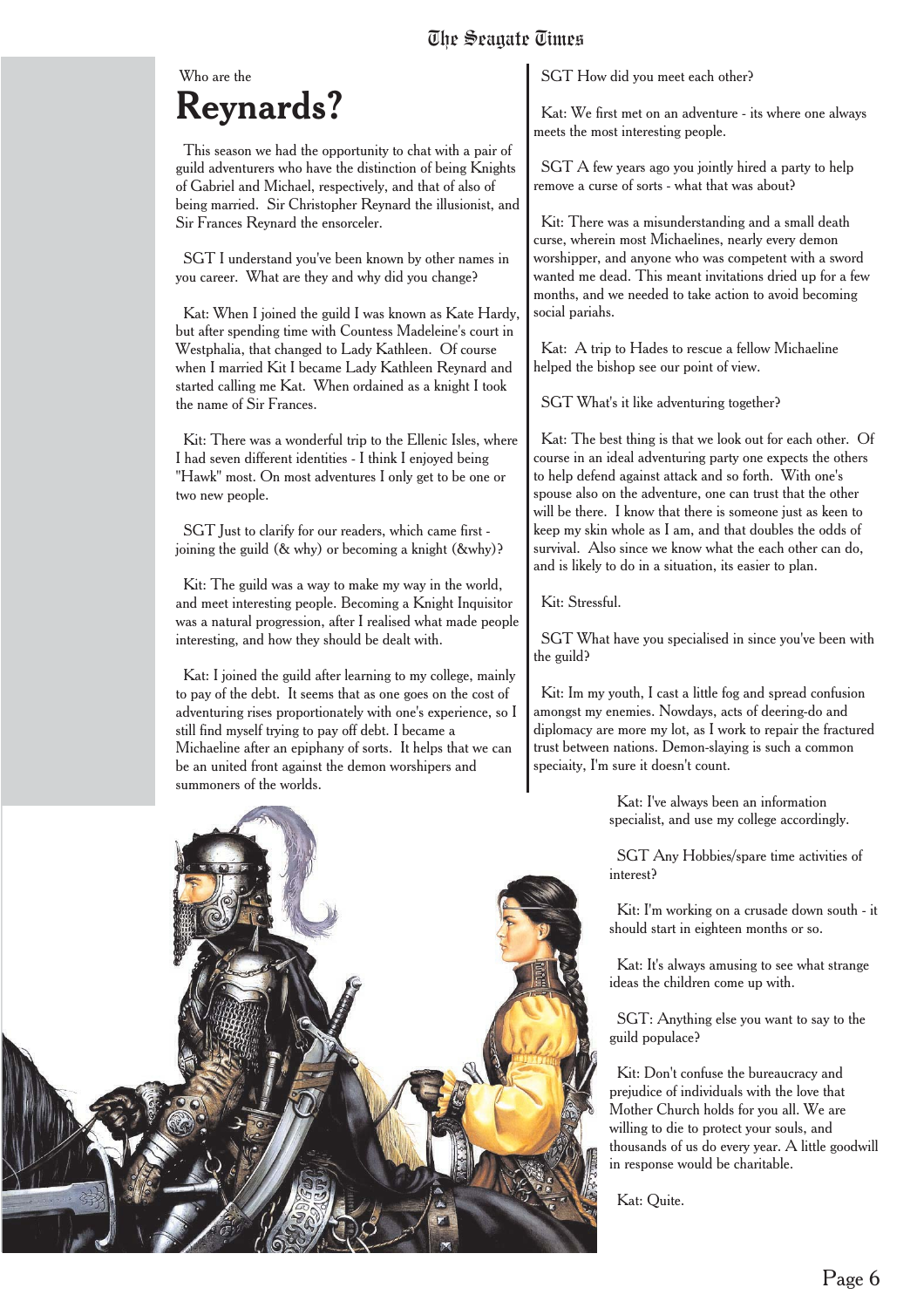Who are the

# Reynards?

This season we had the opportunity to chat with a pair of guild adventurers who have the distinction of being Knights of Gabriel and Michael, respectively, and that of also of being married. Sir Christopher Reynard the illusionist, and Sir Frances Reynard the ensorceler.

SGT I understand you've been known by other names in you career. What are they and why did you change?

Kat: When I joined the guild I was known as Kate Hardy, but after spending time with Countess Madeleine's court in Westphalia, that changed to Lady Kathleen. Of course when I married Kit I became Lady Kathleen Reynard and started calling me Kat. When ordained as a knight I took the name of Sir Frances.

Kit: There was a wonderful trip to the Ellenic Isles, where I had seven different identities - I think I enjoyed being "Hawk" most. On most adventures I only get to be one or two new people.

SGT Just to clarify for our readers, which came first - joining the guild (& why) or becoming a knight (&why)?

Kit: The guild was a way to make my way in the world, and meet interesting people. Becoming a Knight Inquisitor was a natural progression, after I realised what made people interesting, and how they should be dealt with.

Kat: I joined the guild after learning to my college, mainly to pay of the debt. It seems that as one goes on the cost of adventuring rises proportionately with one's experience, so I still find myself trying to pay off debt. I became a Michaeline after an epiphany of sorts. It helps that we can be an united front against the demon worshipers and summoners of the worlds.

SGT How did you meet each other?

Kat: We first met on an adventure - its where one always meets the most interesting people.

SGT A few years ago you jointly hired a party to help remove a curse of sorts - what that was about?

Kit: There was a misunderstanding and a small death curse, wherein most Michaelines, nearly every demon worshipper, and anyone who was competent with a sword wanted me dead. This meant invitations dried up for a few months, and we needed to take action to avoid becoming social pariahs.

Kat: A trip to Hades to rescue a fellow Michaeline helped the bishop see our point of view.

SGT What's it like adventuring together?

Kat: The best thing is that we look out for each other. Of course in an ideal adventuring party one expects the others to help defend against attack and so forth. With one's spouse also on the adventure, one can trust that the other will be there. I know that there is someone just as keen to keep my skin whole as I am, and that doubles the odds of survival. Also since we know what the each other can do, and is likely to do in a situation, its easier to plan.

Kit: Stressful.

SGT What have you specialised in since you've been with the guild?

Kit: Im my youth, I cast a little fog and spread confusion amongst my enemies. Nowdays, acts of deering-do and diplomacy are more my lot, as I work to repair the fractured trust between nations. Demon-slaying is such a common speciaity, I'm sure it doesn't count.

Kat: I've always been an information specialist, and use my college accordingly.

SGT Any Hobbies/spare time activities of interest?

Kit: I'm working on a crusade down south - it should start in eighteen months or so.

Kat: It's always amusing to see what strange ideas the children come up with.

SGT: Anything else you want to say to the guild populace?

Kit: Don't confuse the bureaucracy and prejudice of individuals with the love that Mother Church holds for you all. We are willing to die to protect your souls, and thousands of us do every year. A little goodwill in response would be charitable.

Kat: Quite.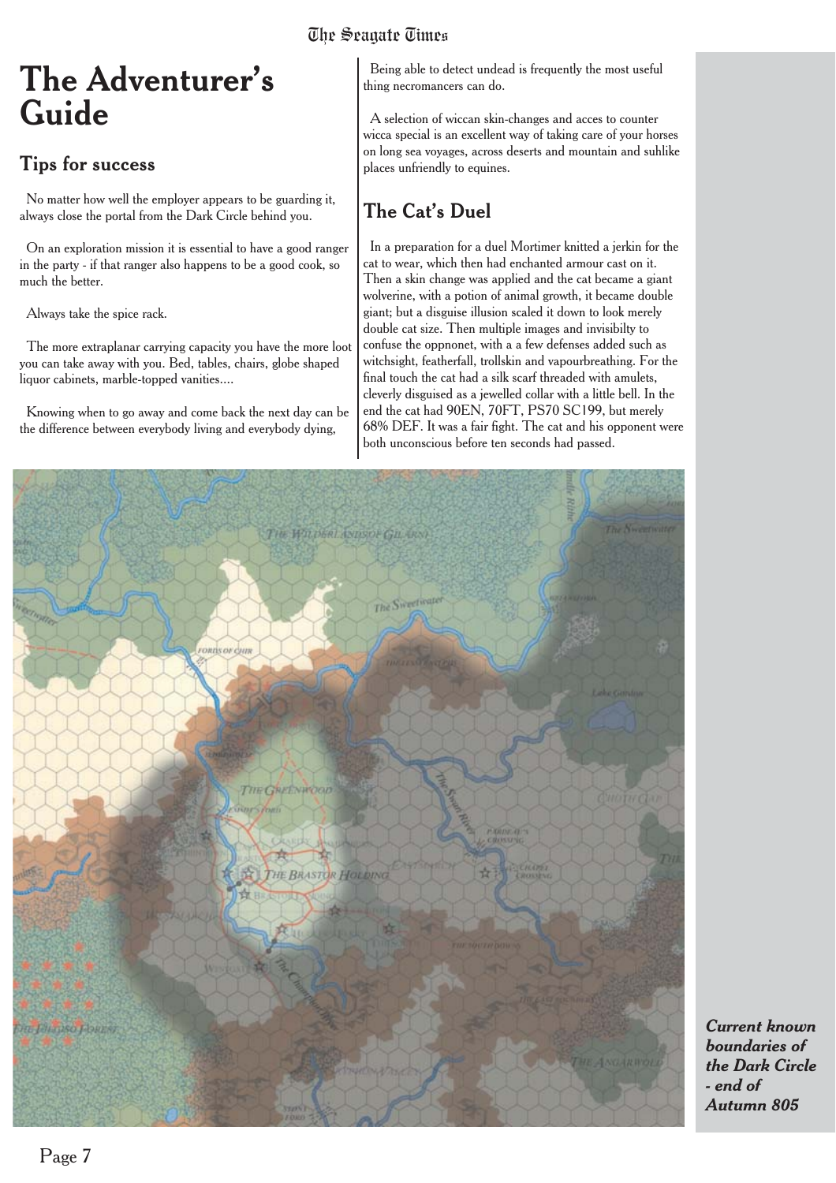# The Adventurer's Guide

## Tips for success

No matter how well the employer appears to be guarding it, always close the portal from the Dark Circle behind you.

On an exploration mission it is essential to have a good ranger in the party - if that ranger also happens to be a good cook, so much the better.

Always take the spice rack.

The more extraplanar carrying capacity you have the more loot you can take away with you. Bed, tables, chairs, globe shaped liquor cabinets, marble-topped vanities....

Knowing when to go away and come back the next day can be the difference between everybody living and everybody dying,

Being able to detect undead is frequently the most useful thing necromancers can do.

A selection of wiccan skin-changes and acces to counter wicca special is an excellent way of taking care of your horses on long sea voyages, across deserts and mountain and suhlike places unfriendly to equines.

## The Cat's Duel

In a preparation for a duel Mortimer knitted a jerkin for the cat to wear, which then had enchanted armour cast on it. Then a skin change was applied and the cat became a giant wolverine, with a potion of animal growth, it became double giant; but a disguise illusion scaled it down to look merely double cat size. Then multiple images and invisibilty to confuse the oppnonet, with a a few defenses added such as witchsight, featherfall, trollskin and vapourbreathing. For the final touch the cat had a silk scarf threaded with amulets, cleverly disguised as a jewelled collar with a little bell. In the end the cat had 90EN, 70FT, PS70 SC199, but merely 68% DEF. It was a fair fight. The cat and his opponent were both unconscious before ten seconds had passed.

***Current known boundaries of the Dark Circle - end of Autumn 805***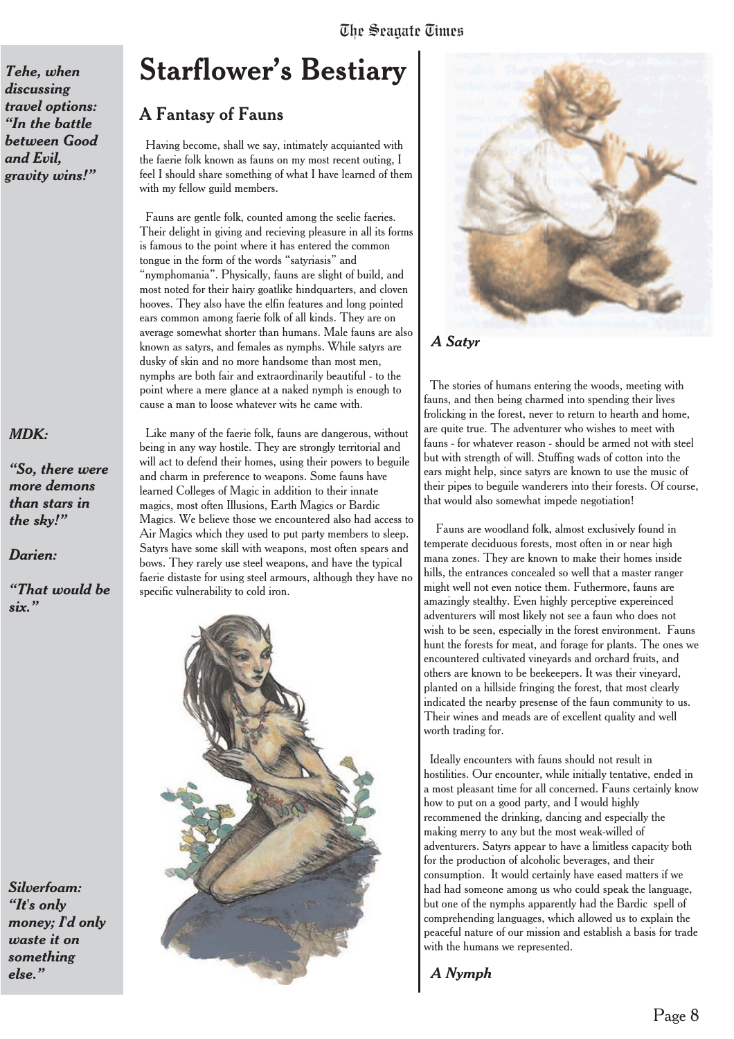# Starflower's Bestiary

## A Fantasy of Fauns

Having become, shall we say, intimately acquianted with the faerie folk known as fauns on my most recent outing, I feel I should share something of what I have learned of them with my fellow guild members.

Fauns are gentle folk, counted among the seelie faeries. Their delight in giving and recieving pleasure in all its forms is famous to the point where it has entered the common tongue in the form of the words "satyriasis" and "nymphomania". Physically, fauns are slight of build, and most noted for their hairy goatlike hindquarters, and cloven hooves. They also have the elfin features and long pointed ears common among faerie folk of all kinds. They are on average somewhat shorter than humans. Male fauns are also known as satyrs, and females as nymphs. While satyrs are dusky of skin and no more handsome than most men, nymphs are both fair and extraordinarily beautiful - to the point where a mere glance at a naked nymph is enough to cause a man to loose whatever wits he came with.

Like many of the faerie folk, fauns are dangerous, without being in any way hostile. They are strongly territorial and will act to defend their homes, using their powers to beguile and charm in preference to weapons. Some fauns have learned Colleges of Magic in addition to their innate magics, most often Illusions, Earth Magics or Bardic Magics. We believe those we encountered also had access to Air Magics which they used to put party members to sleep. Satyrs have some skill with weapons, most often spears and bows. They rarely use steel weapons, and have the typical faerie distaste for using steel armours, although they have no specific vulnerability to cold iron.

***A Satyr***

The stories of humans entering the woods, meeting with fauns, and then being charmed into spending their lives frolicking in the forest, never to return to hearth and home, are quite true. The adventurer who wishes to meet with fauns - for whatever reason - should be armed not with steel but with strength of will. Stuffing wads of cotton into the ears might help, since satyrs are known to use the music of their pipes to beguile wanderers into their forests. Of course, that would also somewhat impede negotiation!

Fauns are woodland folk, almost exclusively found in temperate deciduous forests, most often in or near high mana zones. They are known to make their homes inside hills, the entrances concealed so well that a master ranger might well not even notice them. Futhermore, fauns are amazingly stealthy. Even highly perceptive expereinced adventurers will most likely not see a faun who does not wish to be seen, especially in the forest environment. Fauns hunt the forests for meat, and forage for plants. The ones we encountered cultivated vineyards and orchard fruits, and others are known to be beekeepers. It was their vineyard, planted on a hillside fringing the forest, that most clearly indicated the nearby presense of the faun community to us. Their wines and meads are of excellent quality and well worth trading for.

Ideally encounters with fauns should not result in hostilities. Our encounter, while initially tentative, ended in a most pleasant time for all concerned. Fauns certainly know how to put on a good party, and I would highly recommened the drinking, dancing and especially the making merry to any but the most weak-willed of adventurers. Satyrs appear to have a limitless capacity both for the production of alcoholic beverages, and their consumption. It would certainly have eased matters if we had had someone among us who could speak the language, but one of the nymphs apparently had the Bardic spell of comprehending languages, which allowed us to explain the peaceful nature of our mission and establish a basis for trade with the humans we represented.

***A Nymph***

***Tehe, when discussing travel options: "In the battle between Good and Evil, gravity wins!"***

***MDK:***

***"So, there were more demons than stars in the sky!"***

***Darien:***

***"That would be six."***

***Silverfoam: "It's only money; I'd only waste it on something else."***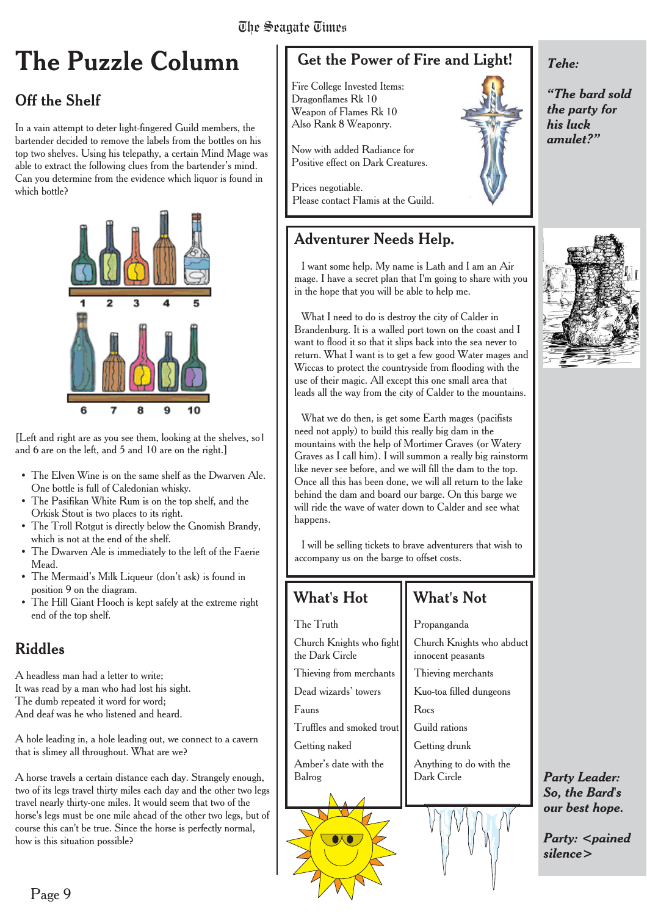# The Puzzle Column

## Off the Shelf

In a vain attempt to deter light-fingered Guild members, the bartender decided to remove the labels from the bottles on his top two shelves. Using his telepathy, a certain Mind Mage was able to extract the following clues from the bartender's mind. Can you determine from the evidence which liquor is found in which bottle?

1 2 3 4 5

6 7 8 9 10

[Left and right are as you see them, looking at the shelves, so1 and 6 are on the left, and 5 and 10 are on the right.]

- The Elven Wine is on the same shelf as the Dwarven Ale. One bottle is full of Caledonian whisky.
- The Pasifikan White Rum is on the top shelf, and the Orkisk Stout is two places to its right.
- The Troll Rotgut is directly below the Gnomish Brandy, which is not at the end of the shelf.
- The Dwarven Ale is immediately to the left of the Faerie Mead.
- The Mermaid's Milk Liqueur (don't ask) is found in position 9 on the diagram.
- The Hill Giant Hooch is kept safely at the extreme right end of the top shelf.

## Riddles

A headless man had a letter to write;
It was read by a man who had lost his sight.
The dumb repeated it word for word;
And deaf was he who listened and heard.

A hole leading in, a hole leading out, we connect to a cavern that is slimey all throughout. What are we?

A horse travels a certain distance each day. Strangely enough, two of its legs travel thirty miles each day and the other two legs travel nearly thirty-one miles. It would seem that two of the horse's legs must be one mile ahead of the other two legs, but of course this can't be true. Since the horse is perfectly normal, how is this situation possible?

## Get the Power of Fire and Light!

Fire College Invested Items:
Dragonflames Rk 10
Weapon of Flames Rk 10
Also Rank 8 Weaponry.

Now with added Radiance for Positive effect on Dark Creatures.

Prices negotiable.
Please contact Flamis at the Guild.

## Adventurer Needs Help.

I want some help. My name is Lath and I am an Air mage. I have a secret plan that I'm going to share with you in the hope that you will be able to help me.

What I need to do is destroy the city of Calder in Brandenburg. It is a walled port town on the coast and I want to flood it so that it slips back into the sea never to return. What I want is to get a few good Water mages and Wiccas to protect the countryside from flooding with the use of their magic. All except this one small area that leads all the way from the city of Calder to the mountains.

What we do then, is get some Earth mages (pacifists need not apply) to build this really big dam in the mountains with the help of Mortimer Graves (or Watery Graves as I call him). I will summon a really big rainstorm like never see before, and we will fill the dam to the top. Once all this has been done, we will all return to the lake behind the dam and board our barge. On this barge we will ride the wave of water down to Calder and see what happens.

I will be selling tickets to brave adventurers that wish to accompany us on the barge to offset costs.

## What's Hot

- The Truth
- Church Knights who fight the Dark Circle
- Thieving from merchants
- Dead wizards' towers
- Fauns
- Truffles and smoked trout
- Getting naked
- Amber's date with the Balrog

## What's Not

- Propanganda
- Church Knights who abduct innocent peasants
- Thieving merchants
- Kuo-toa filled dungeons
- Rocs
- Guild rations
- Getting drunk
- Anything to do with the Dark Circle

***Tehe:***

***"The bard sold the party for his luck amulet?"***

***Party Leader: So, the Bard's our best hope.***

***Party: <pained silence>***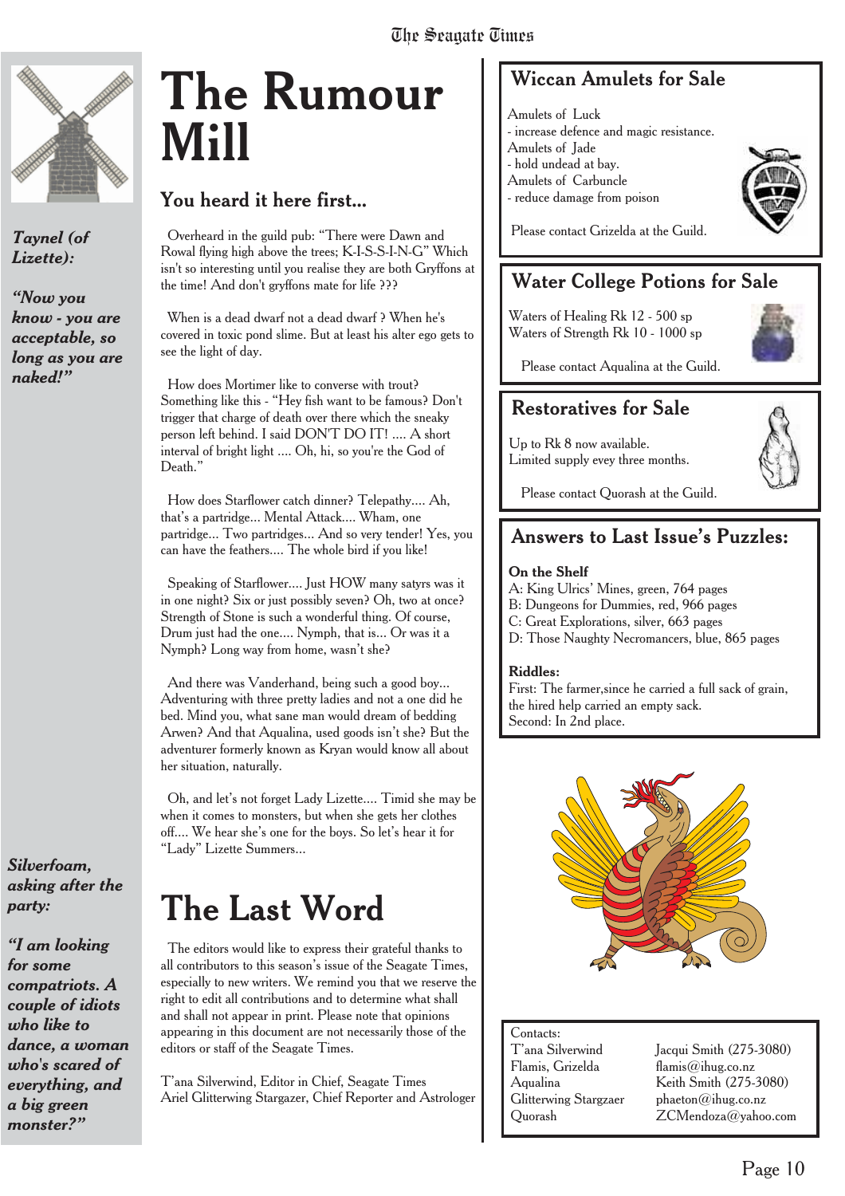*Taynel (of Lizette):*

*"Now you know - you are acceptable, so long as you are naked!"*

# The Rumour Mill

## You heard it here first...

Overheard in the guild pub: "There were Dawn and Rowal flying high above the trees; K-I-S-S-I-N-G" Which isn't so interesting until you realise they are both Gryffons at the time! And don't gryffons mate for life ???

When is a dead dwarf not a dead dwarf ? When he's covered in toxic pond slime. But at least his alter ego gets to see the light of day.

How does Mortimer like to converse with trout? Something like this - "Hey fish want to be famous? Don't trigger that charge of death over there which the sneaky person left behind. I said DON'T DO IT! .... A short interval of bright light .... Oh, hi, so you're the God of Death."

How does Starflower catch dinner? Telepathy.... Ah, that's a partridge... Mental Attack.... Wham, one partridge... Two partridges... And so very tender! Yes, you can have the feathers.... The whole bird if you like!

Speaking of Starflower.... Just HOW many satyrs was it in one night? Six or just possibly seven? Oh, two at once? Strength of Stone is such a wonderful thing. Of course, Drum just had the one.... Nymph, that is... Or was it a Nymph? Long way from home, wasn't she?

And there was Vanderhand, being such a good boy... Adventuring with three pretty ladies and not a one did he bed. Mind you, what sane man would dream of bedding Arwen? And that Aqualina, used goods isn't she? But the adventurer formerly known as Kryan would know all about her situation, naturally.

Oh, and let's not forget Lady Lizette.... Timid she may be when it comes to monsters, but when she gets her clothes off.... We hear she's one for the boys. So let's hear it for "Lady" Lizette Summers...

*Silverfoam, asking after the party:*

*"I am looking for some compatriots. A couple of idiots who like to dance, a woman who's scared of everything, and a big green monster?"*

# The Last Word

The editors would like to express their grateful thanks to all contributors to this season's issue of the Seagate Times, especially to new writers. We remind you that we reserve the right to edit all contributions and to determine what shall and shall not appear in print. Please note that opinions appearing in this document are not necessarily those of the editors or staff of the Seagate Times.

T'ana Silverwind, Editor in Chief, Seagate Times
Ariel Glitterwing Stargazer, Chief Reporter and Astrologer

## Wiccan Amulets for Sale

Amulets of Luck
- increase defence and magic resistance.

Amulets of Jade
- hold undead at bay.

Amulets of Carbuncle
- reduce damage from poison

Please contact Grizelda at the Guild.

## Water College Potions for Sale

Waters of Healing Rk 12 - 500 sp
Waters of Strength Rk 10 - 1000 sp

Please contact Aqualina at the Guild.

## Restoratives for Sale

Up to Rk 8 now available.
Limited supply evey three months.

Please contact Quorash at the Guild.

## Answers to Last Issue's Puzzles:

**On the Shelf**

A: King Ulrics' Mines, green, 764 pages
B: Dungeons for Dummies, red, 966 pages
C: Great Explorations, silver, 663 pages
D: Those Naughty Necromancers, blue, 865 pages

**Riddles:**

First: The farmer,since he carried a full sack of grain, the hired help carried an empty sack.
Second: In 2nd place.

Contacts:

| | |
|---|---|
| T'ana Silverwind | Jacqui Smith (275-3080) |
| Flamis, Grizelda | flamis@ihug.co.nz |
| Aqualina | Keith Smith (275-3080) |
| Glitterwing Stargzaer | phaeton@ihug.co.nz |
| Quorash | ZCMendoza@yahoo.com |